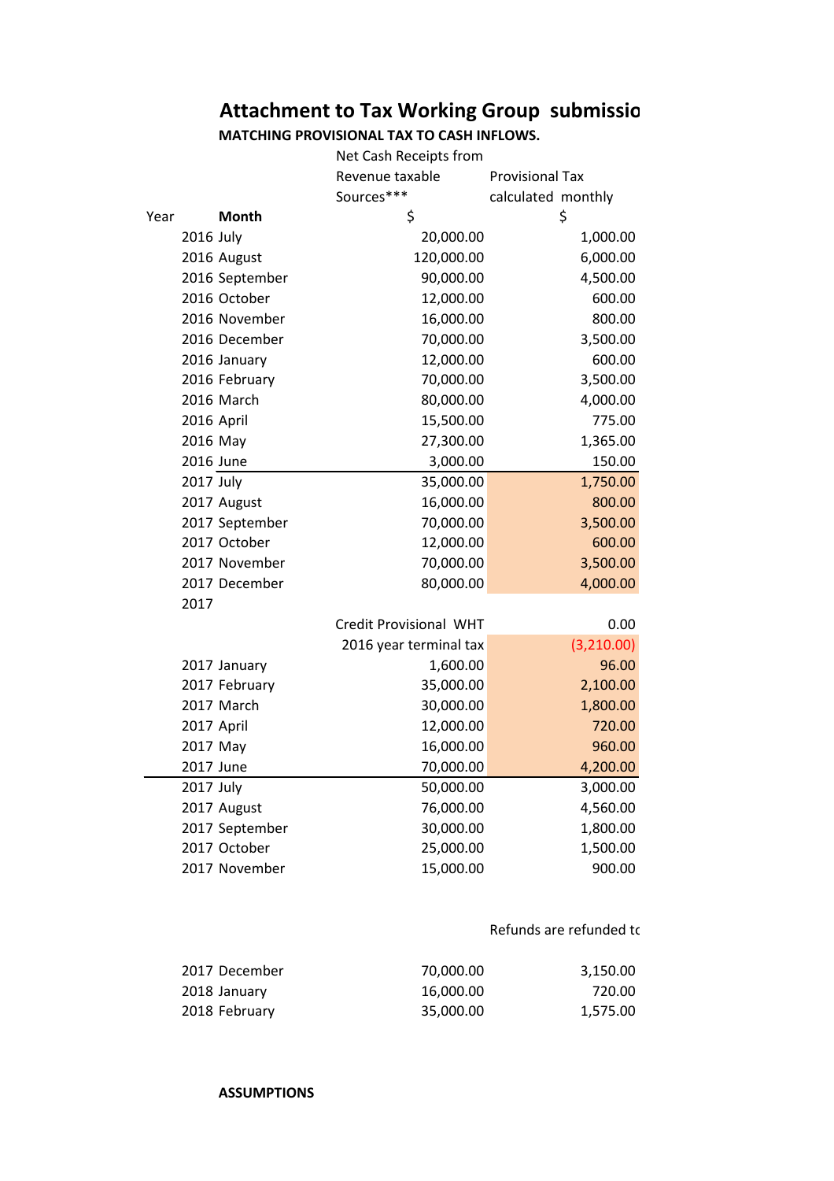## Attachment to Tax Working Group submissio

**MATCHING PROVISIONAL TAX TO CASH INFLOWS.**

| Year | **Month** | Net Cash Receipts from Revenue taxable Sources*** $ | Provisional Tax calculated monthly $ |
|---|---|---|---|
| 2016 | July | 20,000.00 | 1,000.00 |
| 2016 | August | 120,000.00 | 6,000.00 |
| 2016 | September | 90,000.00 | 4,500.00 |
| 2016 | October | 12,000.00 | 600.00 |
| 2016 | November | 16,000.00 | 800.00 |
| 2016 | December | 70,000.00 | 3,500.00 |
| 2016 | January | 12,000.00 | 600.00 |
| 2016 | February | 70,000.00 | 3,500.00 |
| 2016 | March | 80,000.00 | 4,000.00 |
| 2016 | April | 15,500.00 | 775.00 |
| 2016 | May | 27,300.00 | 1,365.00 |
| 2016 | June | 3,000.00 | 150.00 |
| 2017 | July | 35,000.00 | 1,750.00 |
| 2017 | August | 16,000.00 | 800.00 |
| 2017 | September | 70,000.00 | 3,500.00 |
| 2017 | October | 12,000.00 | 600.00 |
| 2017 | November | 70,000.00 | 3,500.00 |
| 2017 | December | 80,000.00 | 4,000.00 |
| 2017 | | | |
| | | Credit Provisional WHT | 0.00 |
| | | 2016 year terminal tax | (3,210.00) |
| 2017 | January | 1,600.00 | 96.00 |
| 2017 | February | 35,000.00 | 2,100.00 |
| 2017 | March | 30,000.00 | 1,800.00 |
| 2017 | April | 12,000.00 | 720.00 |
| 2017 | May | 16,000.00 | 960.00 |
| 2017 | June | 70,000.00 | 4,200.00 |
| 2017 | July | 50,000.00 | 3,000.00 |
| 2017 | August | 76,000.00 | 4,560.00 |
| 2017 | September | 30,000.00 | 1,800.00 |
| 2017 | October | 25,000.00 | 1,500.00 |
| 2017 | November | 15,000.00 | 900.00 |
| | | | Refunds are refunded tc |
| 2017 | December | 70,000.00 | 3,150.00 |
| 2018 | January | 16,000.00 | 720.00 |
| 2018 | February | 35,000.00 | 1,575.00 |

**ASSUMPTIONS**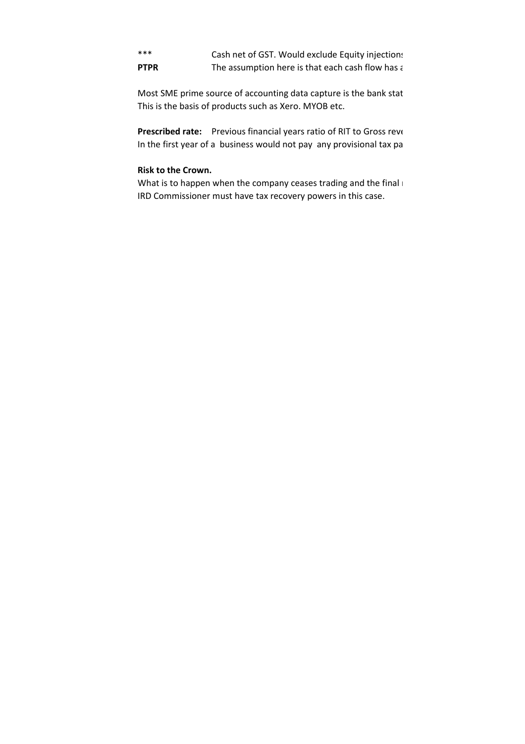| | |
|---|---|
| *** | Cash net of GST. Would exclude Equity injections |
| **PTPR** | The assumption here is that each cash flow has a |

Most SME prime source of accounting data capture is the bank stat
This is the basis of products such as Xero. MYOB etc.

**Prescribed rate:** Previous financial years ratio of RIT to Gross reve
In the first year of a business would not pay any provisional tax pa

**Risk to the Crown.**

What is to happen when the company ceases trading and the final
IRD Commissioner must have tax recovery powers in this case.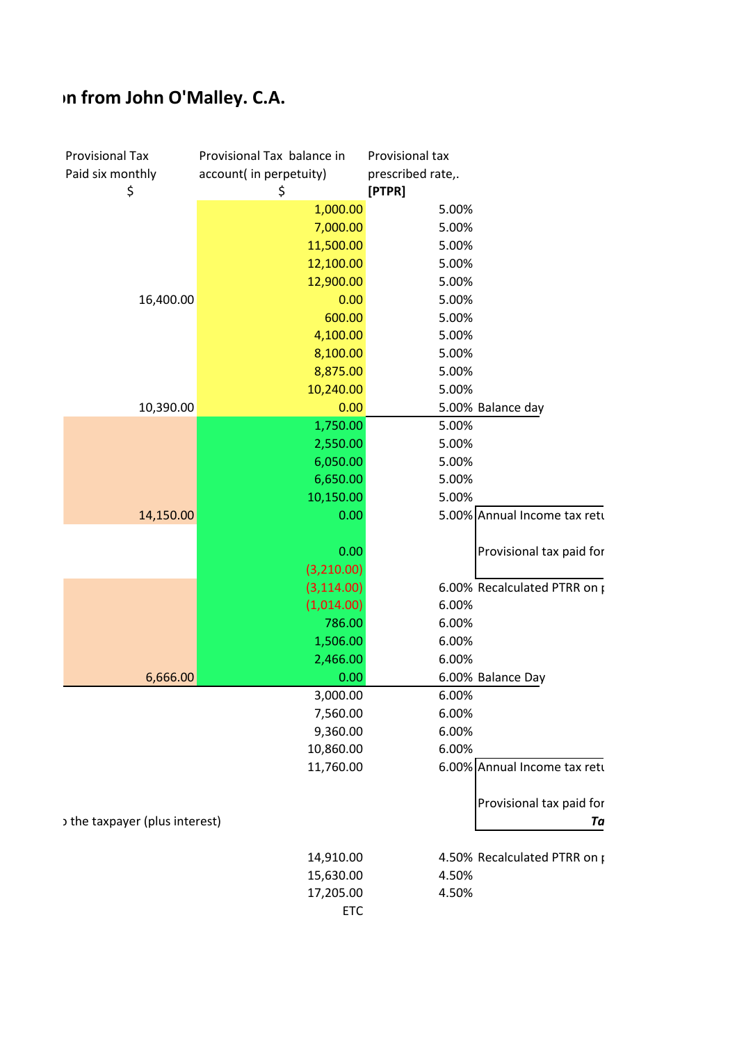## ›n from John O'Malley. C.A.

| Provisional Tax Paid six monthly $ | Provisional Tax balance in account( in perpetuity) $ | Provisional tax prescribed rate,. [PTPR] | |
|---|---|---|---|
| | 1,000.00 | 5.00% | |
| | 7,000.00 | 5.00% | |
| | 11,500.00 | 5.00% | |
| | 12,100.00 | 5.00% | |
| | 12,900.00 | 5.00% | |
| 16,400.00 | 0.00 | 5.00% | |
| | 600.00 | 5.00% | |
| | 4,100.00 | 5.00% | |
| | 8,100.00 | 5.00% | |
| | 8,875.00 | 5.00% | |
| | 10,240.00 | 5.00% | |
| 10,390.00 | 0.00 | 5.00% | Balance day |
| | 1,750.00 | 5.00% | |
| | 2,550.00 | 5.00% | |
| | 6,050.00 | 5.00% | |
| | 6,650.00 | 5.00% | |
| | 10,150.00 | 5.00% | |
| 14,150.00 | 0.00 | 5.00% | Annual Income tax retu |
| | 0.00 | | Provisional tax paid for |
| | (3,210.00) | | |
| | (3,114.00) | 6.00% | Recalculated PTRR on ¡ |
| | (1,014.00) | 6.00% | |
| | 786.00 | 6.00% | |
| | 1,506.00 | 6.00% | |
| | 2,466.00 | 6.00% | |
| 6,666.00 | 0.00 | 6.00% | Balance Day |
| | 3,000.00 | 6.00% | |
| | 7,560.00 | 6.00% | |
| | 9,360.00 | 6.00% | |
| | 10,860.00 | 6.00% | |
| | 11,760.00 | 6.00% | Annual Income tax retu |
| › the taxpayer (plus interest) | | | Provisional tax paid for *Ta* |
| | 14,910.00 | 4.50% | Recalculated PTRR on ¡ |
| | 15,630.00 | 4.50% | |
| | 17,205.00 | 4.50% | |
| | ETC | | |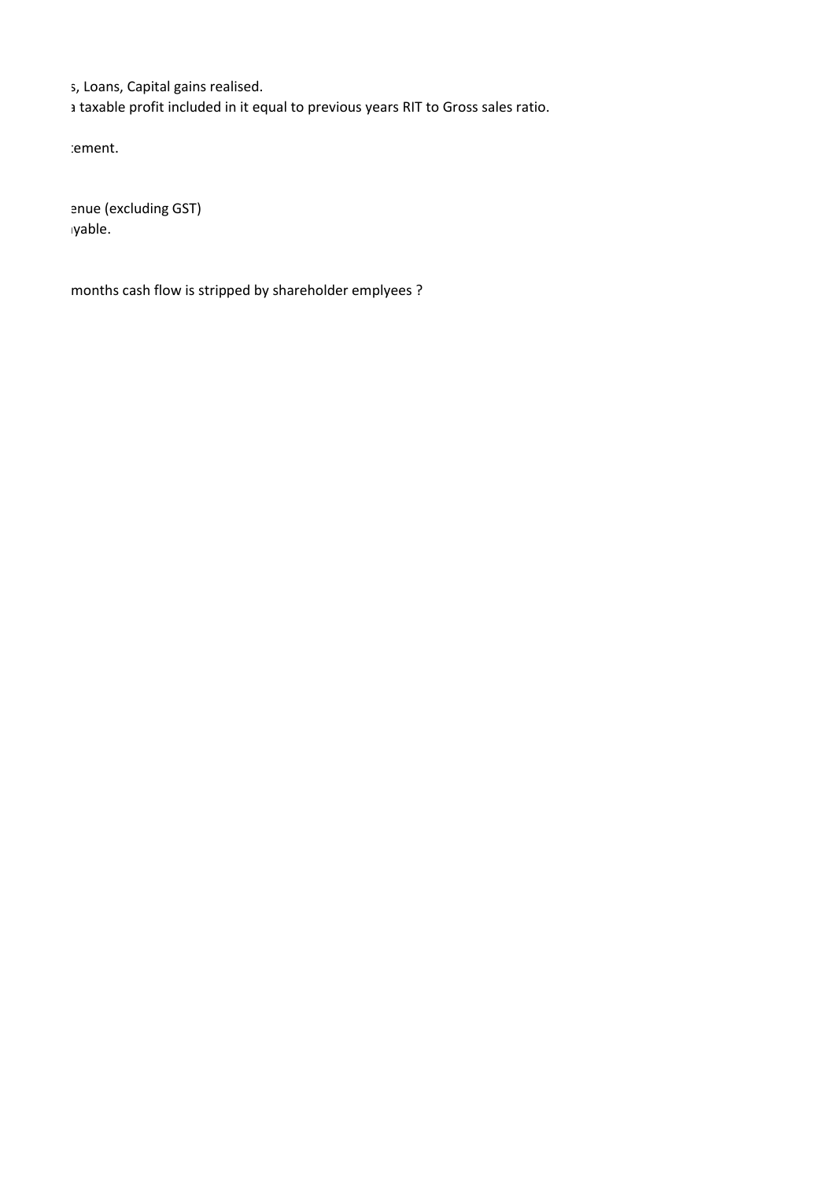s, Loans, Capital gains realised.

a taxable profit included in it equal to previous years RIT to Gross sales ratio.

tement.

enue (excluding GST)

yable.

months cash flow is stripped by shareholder emplyees ?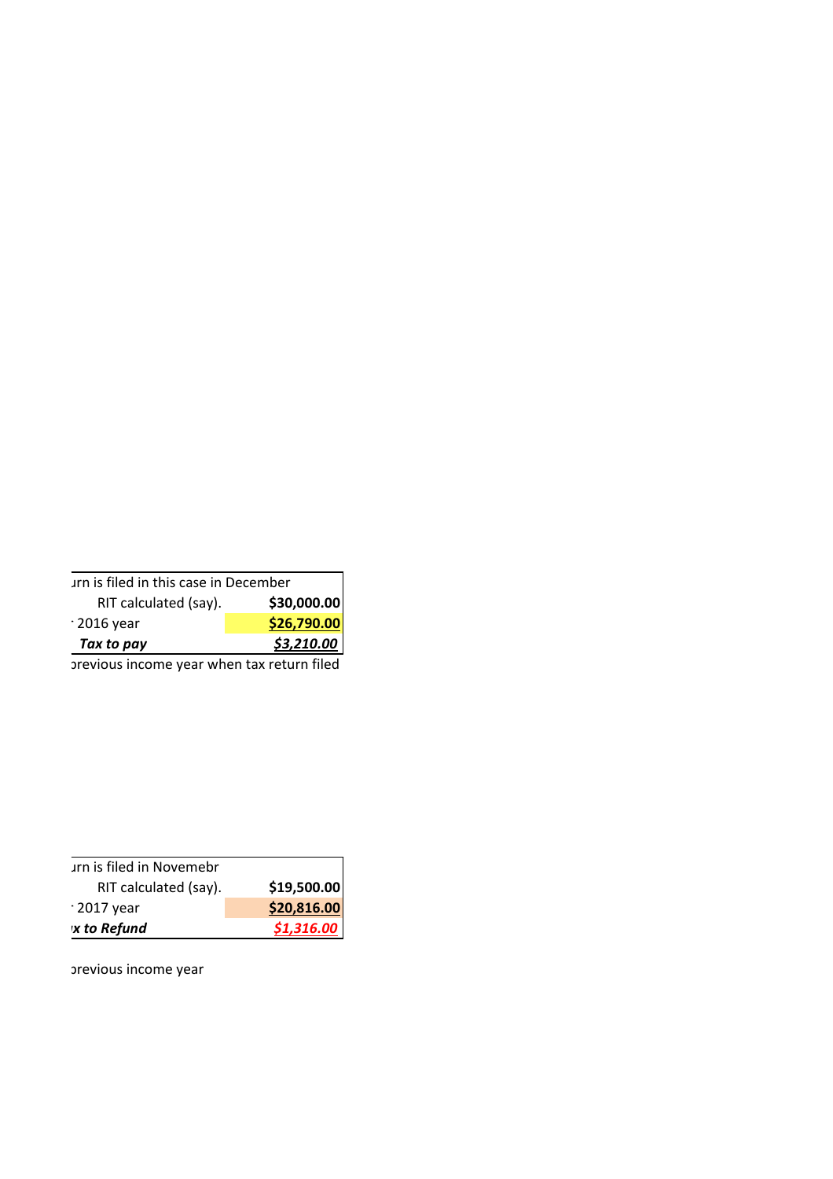| | |
|---|---|
| ırn is filed in this case in December | |
| RIT calculated (say). | **$30,000.00** |
| ˈ 2016 year | **$26,790.00** |
| ***Tax to pay*** | ***$3,210.00*** |

ɔrevious income year when tax return filed

| | |
|---|---|
| ırn is filed in Novemebr | |
| RIT calculated (say). | **$19,500.00** |
| ˈ 2017 year | **$20,816.00** |
| ***ıx to Refund*** | ***$1,316.00*** |

ɔrevious income year